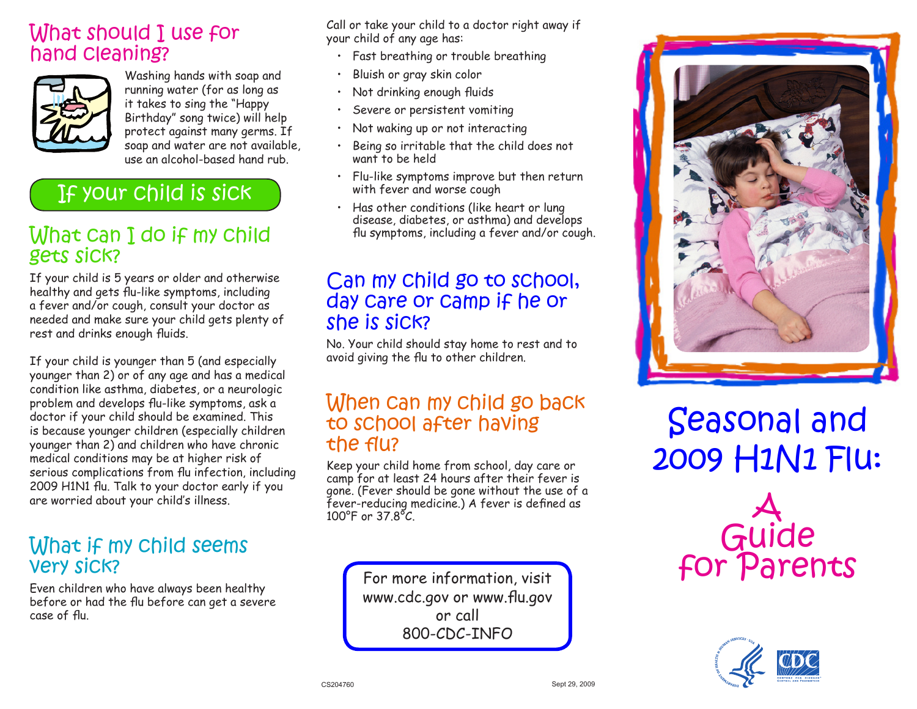## What should I use for hand cleaning?

Washing hands with soap and running water (for as long as it takes to sing the "Happy Birthday" song twice) will help protect against many germs. If soap and water are not available, use an alcohol-based hand rub.

# If your child is sick

## What can I do if my child gets sick?

If your child is 5 years or older and otherwise healthy and gets flu-like symptoms, including a fever and/or cough, consult your doctor as needed and make sure your child gets plenty of rest and drinks enough fluids.

If your child is younger than 5 (and especially younger than 2) or of any age and has a medical condition like asthma, diabetes, or a neurologic problem and develops flu-like symptoms, ask a doctor if your child should be examined. This is because younger children (especially children younger than 2) and children who have chronic medical conditions may be at higher risk of serious complications from flu infection, including 2009 H1N1 flu. Talk to your doctor early if you are worried about your child's illness.

## What if my child seems very sick?

Even children who have always been healthy before or had the flu before can get a severe case of flu.

Call or take your child to a doctor right away if your child of any age has:

- Fast breathing or trouble breathing
- Bluish or gray skin color
- Not drinking enough fluids
- Severe or persistent vomiting
- Not waking up or not interacting
- Being so irritable that the child does not want to be held
- Flu-like symptoms improve but then return with fever and worse cough
- Has other conditions (like heart or lung disease, diabetes, or asthma) and develops flu symptoms, including a fever and/or cough.

## Can my child go to school, day care or camp if he or she is sick?

No. Your child should stay home to rest and to avoid giving the flu to other children.

## When can my child go back to school after having the flu?

Keep your child home from school, day care or camp for at least 24 hours after their fever is gone. (Fever should be gone without the use of a fever-reducing medicine.) A fever is defined as 100°F or 37.8°C.

For more information, visit www.cdc.gov or www.flu.gov or call 800-CDC-INFO

CS204760

Sept 29, 2009

# Seasonal and 2009 H1N1 Flu:

## A Guide for Parents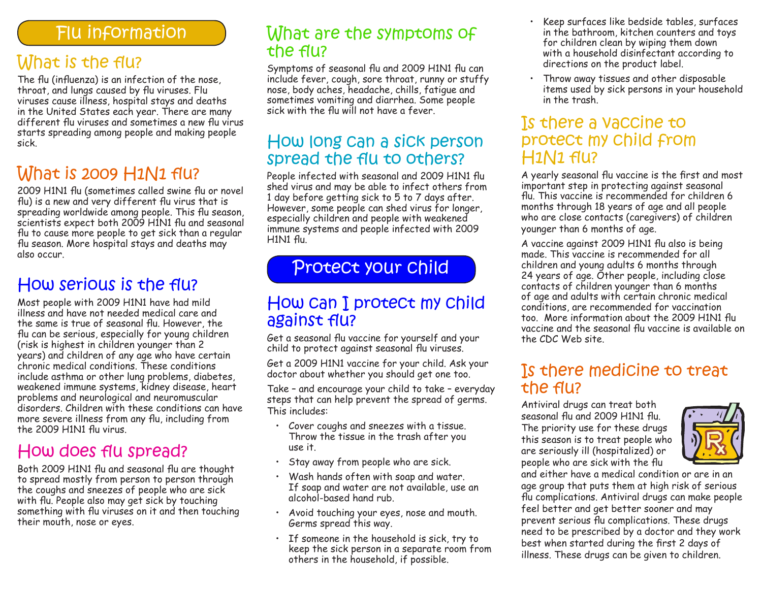# Flu information

## What is the flu?

The flu (influenza) is an infection of the nose, throat, and lungs caused by flu viruses. Flu viruses cause illness, hospital stays and deaths in the United States each year. There are many different flu viruses and sometimes a new flu virus starts spreading among people and making people sick.

## What is 2009 H1N1 flu?

2009 H1N1 flu (sometimes called swine flu or novel flu) is a new and very different flu virus that is spreading worldwide among people. This flu season, scientists expect both 2009 H1N1 flu and seasonal flu to cause more people to get sick than a regular flu season. More hospital stays and deaths may also occur.

## How serious is the flu?

Most people with 2009 H1N1 have had mild illness and have not needed medical care and the same is true of seasonal flu. However, the flu can be serious, especially for young children (risk is highest in children younger than 2 years) and children of any age who have certain chronic medical conditions. These conditions include asthma or other lung problems, diabetes, weakened immune systems, kidney disease, heart problems and neurological and neuromuscular disorders. Children with these conditions can have more severe illness from any flu, including from the 2009 H1N1 flu virus.

## How does flu spread?

Both 2009 H1N1 flu and seasonal flu are thought to spread mostly from person to person through the coughs and sneezes of people who are sick with flu. People also may get sick by touching something with flu viruses on it and then touching their mouth, nose or eyes.

## What are the symptoms of the flu?

Symptoms of seasonal flu and 2009 H1N1 flu can include fever, cough, sore throat, runny or stuffy nose, body aches, headache, chills, fatigue and sometimes vomiting and diarrhea. Some people sick with the flu will not have a fever.

## How long can a sick person spread the flu to others?

People infected with seasonal and 2009 H1N1 flu shed virus and may be able to infect others from 1 day before getting sick to 5 to 7 days after. However, some people can shed virus for longer, especially children and people with weakened immune systems and people infected with 2009 H1N1 flu.

# Protect your child

## How can I protect my child against flu?

Get a seasonal flu vaccine for yourself and your child to protect against seasonal flu viruses.

Get a 2009 H1N1 vaccine for your child. Ask your doctor about whether you should get one too.

Take – and encourage your child to take – everyday steps that can help prevent the spread of germs. This includes:

- Cover coughs and sneezes with a tissue. Throw the tissue in the trash after you use it.
- Stay away from people who are sick.
- Wash hands often with soap and water. If soap and water are not available, use an alcohol-based hand rub.
- Avoid touching your eyes, nose and mouth. Germs spread this way.
- If someone in the household is sick, try to keep the sick person in a separate room from others in the household, if possible.
- Keep surfaces like bedside tables, surfaces in the bathroom, kitchen counters and toys for children clean by wiping them down with a household disinfectant according to directions on the product label.
- Throw away tissues and other disposable items used by sick persons in your household in the trash.

## Is there a vaccine to protect my child from H1N1 flu?

A yearly seasonal flu vaccine is the first and most important step in protecting against seasonal flu. This vaccine is recommended for children 6 months through 18 years of age and all people who are close contacts (caregivers) of children younger than 6 months of age.

A vaccine against 2009 H1N1 flu also is being made. This vaccine is recommended for all children and young adults 6 months through 24 years of age. Other people, including close contacts of children younger than 6 months of age and adults with certain chronic medical conditions, are recommended for vaccination too. More information about the 2009 H1N1 flu vaccine and the seasonal flu vaccine is available on the CDC Web site.

## Is there medicine to treat the flu?

Antiviral drugs can treat both seasonal flu and 2009 H1N1 flu. The priority use for these drugs this season is to treat people who are seriously ill (hospitalized) or people who are sick with the flu and either have a medical condition or are in an age group that puts them at high risk of serious flu complications. Antiviral drugs can make people feel better and get better sooner and may prevent serious flu complications. These drugs need to be prescribed by a doctor and they work best when started during the first 2 days of illness. These drugs can be given to children.